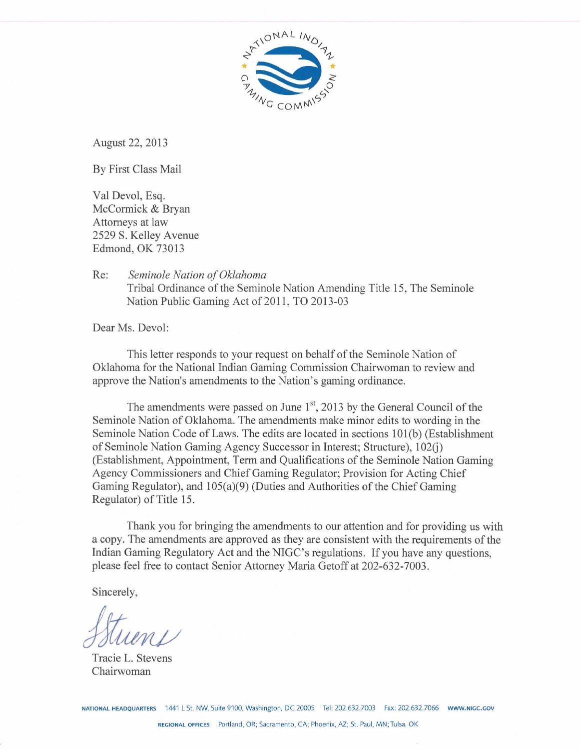NATIONAL INDIAN GAMING COMMISSION

August 22, 2013

By First Class Mail

Val Devol, Esq.
McCormick & Bryan
Attorneys at law
2529 S. Kelley Avenue
Edmond, OK 73013

Re: *Seminole Nation of Oklahoma*
Tribal Ordinance of the Seminole Nation Amending Title 15, The Seminole Nation Public Gaming Act of 2011, TO 2013-03

Dear Ms. Devol:

This letter responds to your request on behalf of the Seminole Nation of Oklahoma for the National Indian Gaming Commission Chairwoman to review and approve the Nation's amendments to the Nation's gaming ordinance.

The amendments were passed on June 1st, 2013 by the General Council of the Seminole Nation of Oklahoma. The amendments make minor edits to wording in the Seminole Nation Code of Laws. The edits are located in sections 101(b) (Establishment of Seminole Nation Gaming Agency Successor in Interest; Structure), 102(j) (Establishment, Appointment, Term and Qualifications of the Seminole Nation Gaming Agency Commissioners and Chief Gaming Regulator; Provision for Acting Chief Gaming Regulator), and 105(a)(9) (Duties and Authorities of the Chief Gaming Regulator) of Title 15.

Thank you for bringing the amendments to our attention and for providing us with a copy. The amendments are approved as they are consistent with the requirements of the Indian Gaming Regulatory Act and the NIGC's regulations. If you have any questions, please feel free to contact Senior Attorney Maria Getoff at 202-632-7003.

Sincerely,

Tracie L. Stevens
Chairwoman

NATIONAL HEADQUARTERS 1441 L St. NW, Suite 9100, Washington, DC 20005 Tel: 202.632.7003 Fax: 202.632.7066 WWW.NIGC.GOV

REGIONAL OFFICES Portland, OR; Sacramento, CA; Phoenix, AZ; St. Paul, MN; Tulsa, OK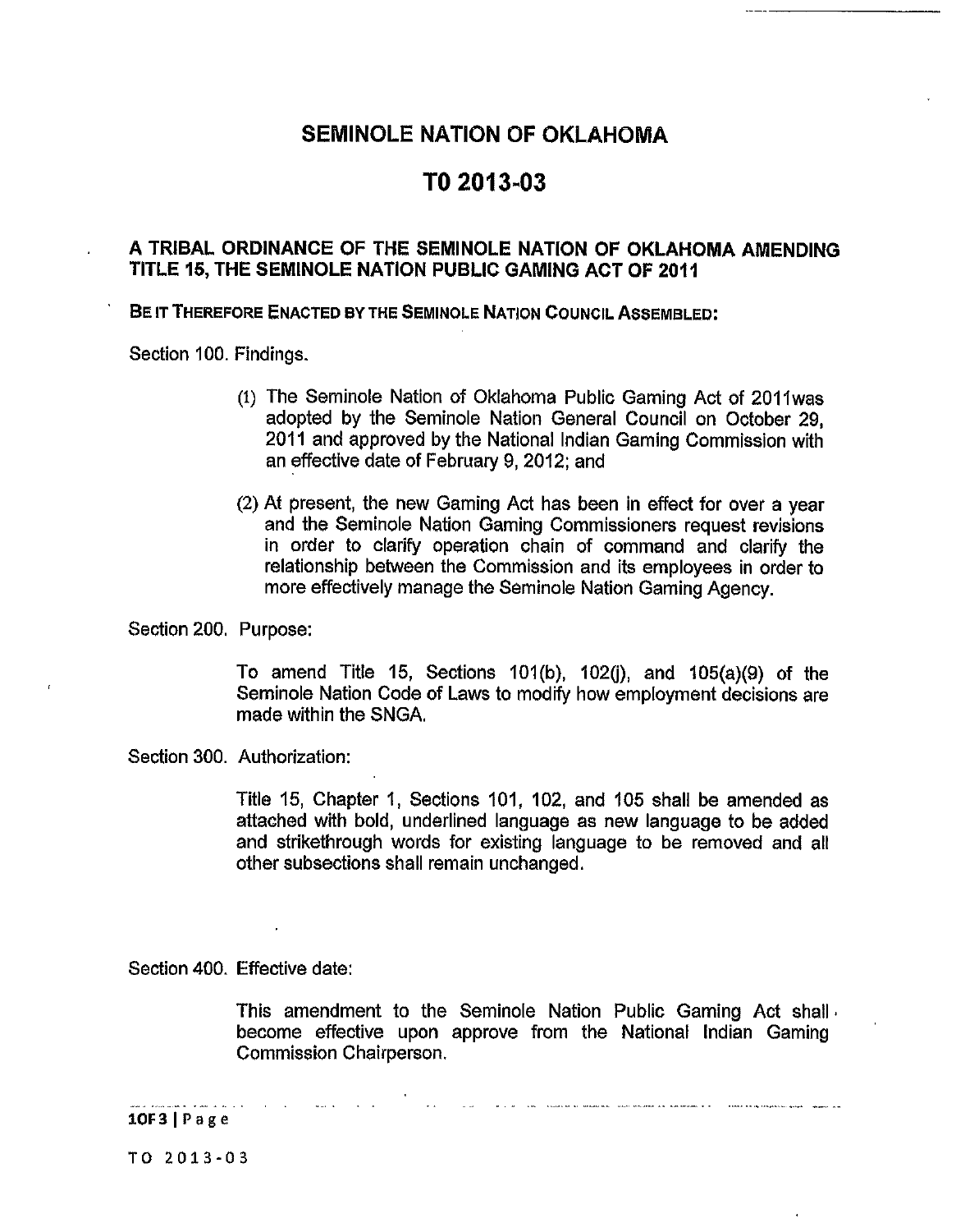# SEMINOLE NATION OF OKLAHOMA

# TO 2013-03

### A TRIBAL ORDINANCE OF THE SEMINOLE NATION OF OKLAHOMA AMENDING TITLE 15, THE SEMINOLE NATION PUBLIC GAMING ACT OF 2011

**BE IT THEREFORE ENACTED BY THE SEMINOLE NATION COUNCIL ASSEMBLED:**

Section 100. Findings.

(1) The Seminole Nation of Oklahoma Public Gaming Act of 2011was adopted by the Seminole Nation General Council on October 29, 2011 and approved by the National Indian Gaming Commission with an effective date of February 9, 2012; and

(2) At present, the new Gaming Act has been in effect for over a year and the Seminole Nation Gaming Commissioners request revisions in order to clarify operation chain of command and clarify the relationship between the Commission and its employees in order to more effectively manage the Seminole Nation Gaming Agency.

Section 200. Purpose:

To amend Title 15, Sections 101(b), 102(j), and 105(a)(9) of the Seminole Nation Code of Laws to modify how employment decisions are made within the SNGA.

Section 300. Authorization:

Title 15, Chapter 1, Sections 101, 102, and 105 shall be amended as attached with bold, underlined language as new language to be added and strikethrough words for existing language to be removed and all other subsections shall remain unchanged.

Section 400. Effective date:

This amendment to the Seminole Nation Public Gaming Act shall become effective upon approve from the National Indian Gaming Commission Chairperson.

TO 2013-03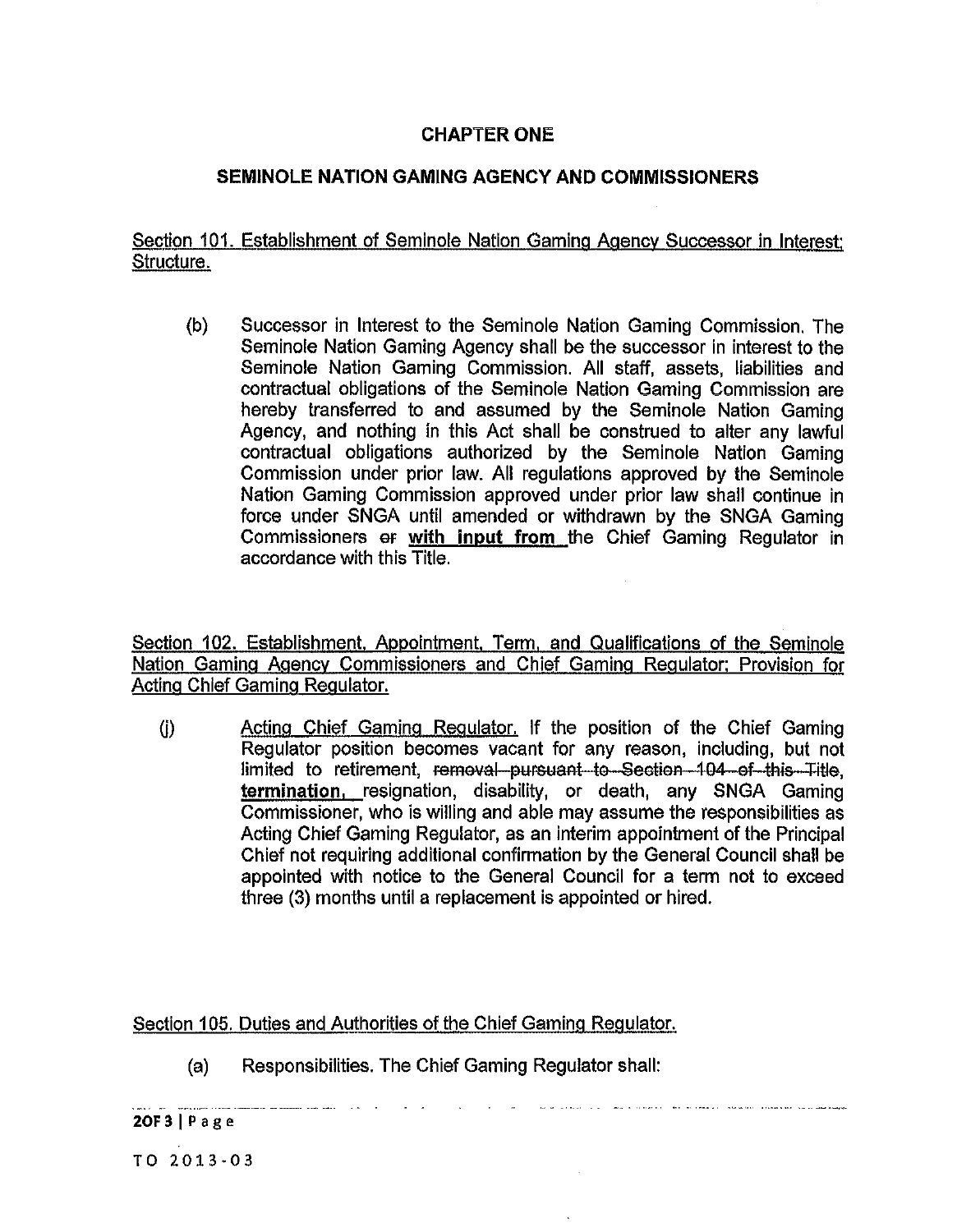# CHAPTER ONE

## SEMINOLE NATION GAMING AGENCY AND COMMISSIONERS

Section 101. Establishment of Seminole Nation Gaming Agency Successor in Interest; Structure.

(b) Successor in Interest to the Seminole Nation Gaming Commission. The Seminole Nation Gaming Agency shall be the successor in interest to the Seminole Nation Gaming Commission. All staff, assets, liabilities and contractual obligations of the Seminole Nation Gaming Commission are hereby transferred to and assumed by the Seminole Nation Gaming Agency, and nothing in this Act shall be construed to alter any lawful contractual obligations authorized by the Seminole Nation Gaming Commission under prior law. All regulations approved by the Seminole Nation Gaming Commission approved under prior law shall continue in force under SNGA until amended or withdrawn by the SNGA Gaming Commissioners ~~or~~ **with input from** the Chief Gaming Regulator in accordance with this Title.

Section 102. Establishment, Appointment, Term, and Qualifications of the Seminole Nation Gaming Agency Commissioners and Chief Gaming Regulator; Provision for Acting Chief Gaming Regulator.

(j) Acting Chief Gaming Regulator. If the position of the Chief Gaming Regulator position becomes vacant for any reason, including, but not limited to retirement, ~~removal pursuant to Section 104 of this Title,~~ **termination,** resignation, disability, or death, any SNGA Gaming Commissioner, who is willing and able may assume the responsibilities as Acting Chief Gaming Regulator, as an interim appointment of the Principal Chief not requiring additional confirmation by the General Council shall be appointed with notice to the General Council for a term not to exceed three (3) months until a replacement is appointed or hired.

Section 105. Duties and Authorities of the Chief Gaming Regulator.

(a) Responsibilities. The Chief Gaming Regulator shall: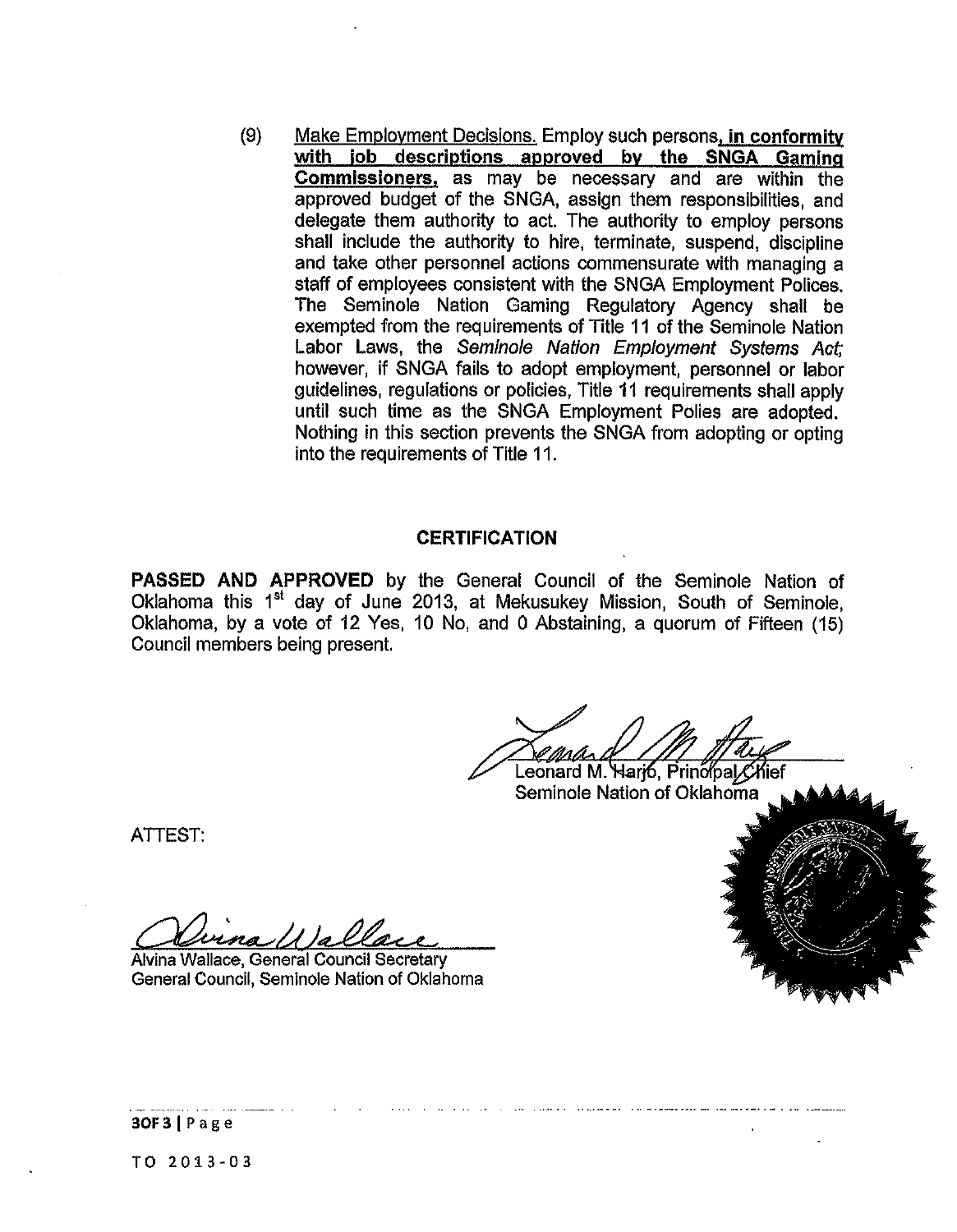(9) Make Employment Decisions. Employ such persons**, in conformity with job descriptions approved by the SNGA Gaming Commissioners,** as may be necessary and are within the approved budget of the SNGA, assign them responsibilities, and delegate them authority to act. The authority to employ persons shall include the authority to hire, terminate, suspend, discipline and take other personnel actions commensurate with managing a staff of employees consistent with the SNGA Employment Polices. The Seminole Nation Gaming Regulatory Agency shall be exempted from the requirements of Title 11 of the Seminole Nation Labor Laws, the *Seminole Nation Employment Systems Act;* however, if SNGA fails to adopt employment, personnel or labor guidelines, regulations or policies, Title 11 requirements shall apply until such time as the SNGA Employment Polies are adopted. Nothing in this section prevents the SNGA from adopting or opting into the requirements of Title 11.

## CERTIFICATION

**PASSED AND APPROVED** by the General Council of the Seminole Nation of Oklahoma this 1st day of June 2013, at Mekusukey Mission, South of Seminole, Oklahoma, by a vote of 12 Yes, 10 No, and 0 Abstaining, a quorum of Fifteen (15) Council members being present.

Leonard M. Harjo, Principal Chief
Seminole Nation of Oklahoma

ATTEST:

Alvina Wallace, General Council Secretary
General Council, Seminole Nation of Oklahoma

TO 2013-03